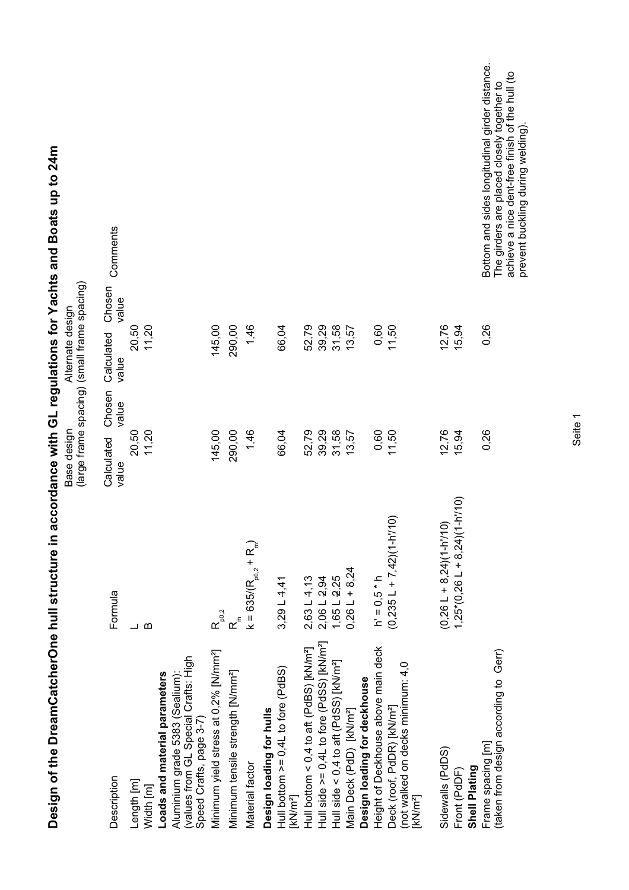# Design of the DreamCatcherOne hull structure in accordance with GL regulations for Yachts and Boats up to 24m

| Description | Formula | Base design (large frame spacing) Calculated value | Chosen value | Alternate design (small frame spacing) Calculated value | Chosen value | Comments |
|---|---|---|---|---|---|---|
| Length [m] | L | | 20,50 | | 20,50 | |
| Width [m] | B | | 11,20 | | 11,20 | |
| **Loads and material parameters** | | | | | | |
| Aluminium grade 5383 (Sealium): (values from GL Special Crafts: High Speed Crafts, page 3-7) | | | | | | |
| Minimum yield stress at 0,2% [N/mm²] | $R_{p0,2}$ | 145,00 | | 145,00 | | |
| Minimum tensile strength [N/mm²] | $R_m$ | 290,00 | | 290,00 | | |
| Material factor | $k = 635/(R_{p0,2} + R_m)$ | 1,46 | | 1,46 | | |
| **Design loading for hulls** | | | | | | |
| Hull bottom >= 0,4L to fore (PdBS) [kN/m²] | 3,29 L 4,41 | 66,04 | | 66,04 | | |
| Hull bottom < 0,4 to aft (PdBS) [kN/m²] | 2,63 L 4,13 | 52,79 | | 52,79 | | |
| Hull side >= 0,4L to fore (PdSS) [kN/m²] | 2,06 L 2,94 | 39,29 | | 39,29 | | |
| Hull side < 0,4 to aft (PdSS) [kN/m²] | 1,65 L 2,25 | 31,58 | | 31,58 | | |
| Main Deck (PdD) [kN/m²] | 0,26 L + 8,24 | 13,57 | | 13,57 | | |
| **Design loading for deckhouse** | | | | | | |
| Height of Deckhouse above main deck | h' = 0,5 * h | 0,60 | | 0,60 | | |
| Deck (roof, PdDR) [kN/m²] (not walked on decks minimum: 4,0 [kN/m²] | (0,235 L + 7,42)(1-h'/10) | 11,50 | | 11,50 | | |
| Sidewalls (PdDS) | (0,26 L + 8,24)(1-h'/10) | 12,76 | | 12,76 | | |
| Front (PdDF) | 1,25*(0,26 L + 8,24)(1-h'/10) | 15,94 | | 15,94 | | |
| **Shell Plating** | | | | | | |
| Frame spacing [m] (taken from design according to Gerr) | | 0,26 | | 0,26 | | Bottom and sides longitudinal girder distance. The girders are placed closely together to achieve a nice dent-free finish of the hull (to prevent buckling during welding). |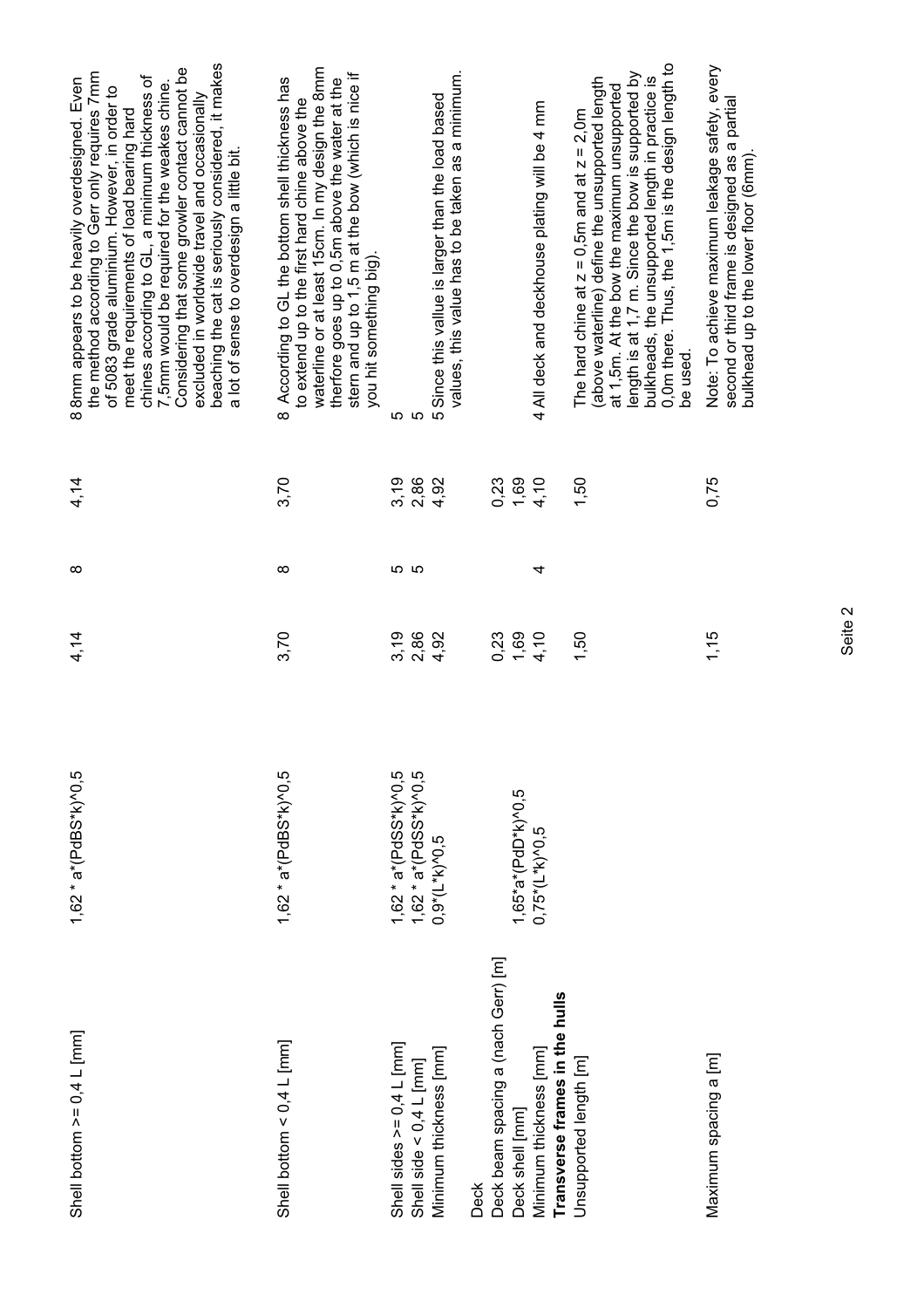| | | | | | |
|---|---|---|---|---|---|
| Shell bottom >= 0,4 L [mm] | 1,62 * a*(PdBS*k)^0,5 | 4,14 | 8 | 4,14 | 8 8mm appears to be heavily overdesigned. Even the method according to Gerr only requires 7mm of 5083 grade aluminium. However, in order to meet the requirements of load bearing hard chines according to GL, a minimum thickness of 7,5mm would be required for the weakes chine. Considering that some growler contact cannot be excluded in worldwide travel and occasionally beaching the cat is seriously considered, it makes a lot of sense to overdesign a little bit. |
| Shell bottom < 0,4 L [mm] | 1,62 * a*(PdBS*k)^0,5 | 3,70 | 8 | 3,70 | 8 According to GL the bottom shell thickness has to extend up to the first hard chine above the waterline or at least 15cm. In my design the 8mm therfore goes up to 0,5m above the water at the stern and up to 1,5 m at the bow (which is nice if you hit something big). |
| Shell sides >= 0,4 L [mm] | 1,62 * a*(PdSS*k)^0,5 | 3,19 | 5 | 3,19 | 5 |
| Shell side < 0,4 L [mm] | 1,62 * a*(PdSS*k)^0,5 | 2,86 | 5 | 2,86 | 5 |
| Minimum thickness [mm] | 0,9*(L*k)^0,5 | 4,92 | | 4,92 | 5 Since this vallue is larger than the load based values, this value has to be taken as a minimum. |
| Deck | | | | | |
| Deck beam spacing a (nach Gerr) [m] | | 0,23 | | 0,23 | |
| Deck shell [mm] | 1,65*a*(PdD*k)^0,5 | 1,69 | | 1,69 | |
| Minimum thickness [mm] | 0,75*(L*k)^0,5 | 4,10 | 4 | 4,10 | 4 All deck and deckhouse plating will be 4 mm |
| **Transverse frames in the hulls** | | | | | |
| Unsupported length [m] | | 1,50 | | 1,50 | The hard chine at z = 0,5m and at z = 2,0m (above waterline) define the unsupported length at 1,5m. At the bow the maximum unsupported length is at 1,7 m. Since the bow is supported by bulkheads, the unsupported length in practice is 0,0m there. Thus, the 1,5m is the design length to be used. |
| Maximum spacing a [m] | | 1,15 | | 0,75 | Note: To achieve maximum leakage safety, every second or third frame is designed as a partial bulkhead up to the lower floor (6mm). |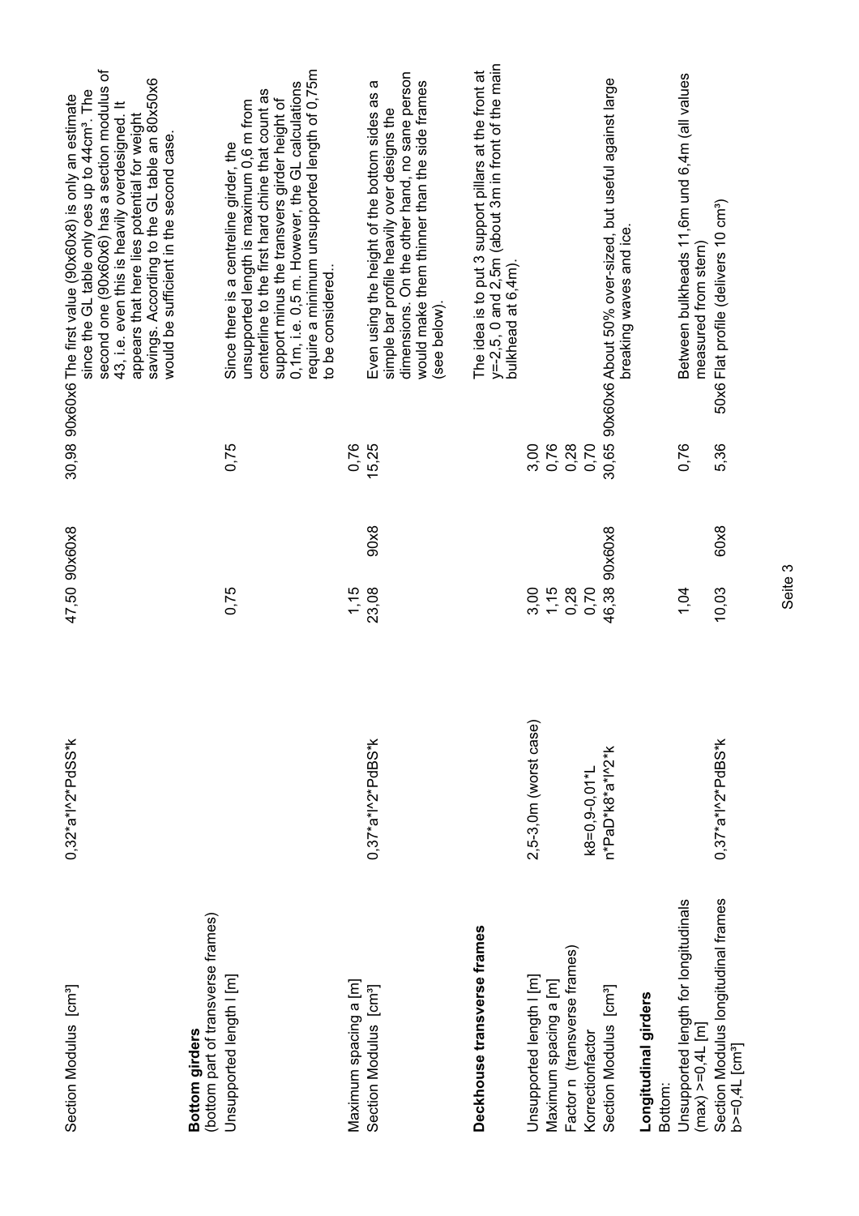| | | | | | | |
|---|---|---|---|---|---|---|
| Section Modulus [cm³] | 0,32\*a\*l^2\*PdSS\*k | 47,50 | 90x60x8 | 30,98 | 90x60x6 | The first value (90x60x8) is only an estimate since the GL table only oes up to 44cm³. The second one (90x60x6) has a section modulus of 43, i.e. even this is heavily overdesigned. It appears that here lies potential for weight savings. According to the GL table an 80x50x6 would be sufficient in the second case. |
| **Bottom girders** (bottom part of transverse frames) | | | | | | |
| Unsupported length l [m] | | 0,75 | | 0,75 | | Since there is a centreline girder, the unsupported length is maximum 0,6 m from centerline to the first hard chine that count as support minus the transvers girder height of 0,1m, i.e. 0,5 m. However, the GL calculations require a minimum unsupported length of 0,75m to be considered.. |
| Maximum spacing a [m] | | 1,15 | | 0,76 | | |
| Section Modulus [cm³] | 0,37\*a\*l^2\*PdBS\*k | 23,08 | 90x8 | 15,25 | | Even using the height of the bottom sides as a simple bar profile heavily over designs the dimensions. On the other hand, no sane person would make them thinner than the side frames (see below). |
| **Deckhouse transverse frames** | | | | | | The idea is to put 3 support pillars at the front at y=-2,5, 0 and 2,5m (about 3m in front of the main bulkhead at 6,4m). |
| Unsupported length l [m] | 2,5-3,0m (worst case) | 3,00 | | 3,00 | | |
| Maximum spacing a [m] | | 1,15 | | 0,76 | | |
| Factor n (transverse frames) | | 0,28 | | 0,28 | | |
| Korrectionfactor | k8=0,9-0,01\*L | 0,70 | | 0,70 | | |
| Section Modulus [cm³] | n\*PaD\*k8\*a\*l^2\*k | 46,38 | 90x60x8 | 30,65 | 90x60x6 | About 50% over-sized, but useful against large breaking waves and ice. |
| **Longitudinal girders** | | | | | | |
| Bottom: | | | | | | |
| Unsupported length for longitudinals (max) >=0,4L [m] | | 1,04 | | 0,76 | | Between bulkheads 11,6m und 6,4m (all values measured from stern) |
| Section Modulus longitudinal frames b>=0,4L [cm³] | 0,37\*a\*l^2\*PdBS\*k | 10,03 | 60x8 | 5,36 | 50x6 | Flat profile (delivers 10 cm³) |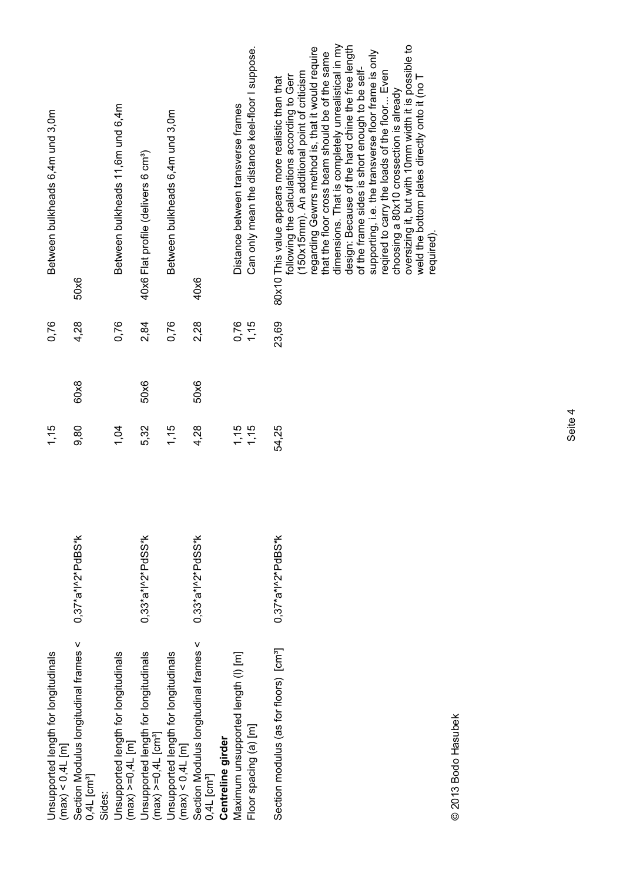| | | | | | | |
|---|---|---|---|---|---|---|
| Unsupported length for longitudinals (max) < 0,4L [m] | | 1,15 | | 0,76 | | Between bulkheads 6,4m und 3,0m |
| Section Modulus longitudinal frames < 0,4L [cm³] | 0,37*a*l^2*PdBS*k | 9,80 | 60x8 | 4,28 | 50x6 | |
| Sides: | | | | | | |
| Unsupported length for longitudinals (max) >=0,4L [m] | | 1,04 | | 0,76 | | Between bulkheads 11,6m und 6,4m |
| Unsupported length for longitudinals (max) >=0,4L [cm³] | 0,33*a*l^2*PdSS*k | 5,32 | 50x6 | 2,84 | 40x6 | Flat profile (delivers 6 cm³) |
| Unsupported length for longitudinals (max) < 0,4L [m] | | 1,15 | | 0,76 | | Between bulkheads 6,4m und 3,0m |
| Section Modulus longitudinal frames < 0,4L [cm³] | 0,33*a*l^2*PdSS*k | 4,28 | 50x6 | 2,28 | 40x6 | |
| **Centreline girder** | | | | | | |
| Maximum unsupported length (l) [m] | | 1,15 | | 0,76 | | Distance between transverse frames |
| Floor spacing (a) [m] | | 1,15 | | 1,15 | | Can only mean the distance keel-floor I suppose. |
| Section modulus (as for floors) [cm³] | 0,37*a*l^2*PdBS*k | 54,25 | | 23,69 | 80x10 | This value appears more realistic than that following the calculations according to Gerr (150x15mm). An additional point of criticism regarding Gewrrs method is, that it would require that the floor cross beam should be of the same dimensions. That is completely unrealistical in my design: Because of the hard chine the free length of the frame sides is short enough to be self-supporting, i.e. the transverse floor frame is only reqired to carry the loads of the floor... Even choosing a 80x10 crossection is already oversizing it, but with 10mm width it is possible to weld the bottom plates directly onto it (no T required). |

© 2013 Bodo Hasubek